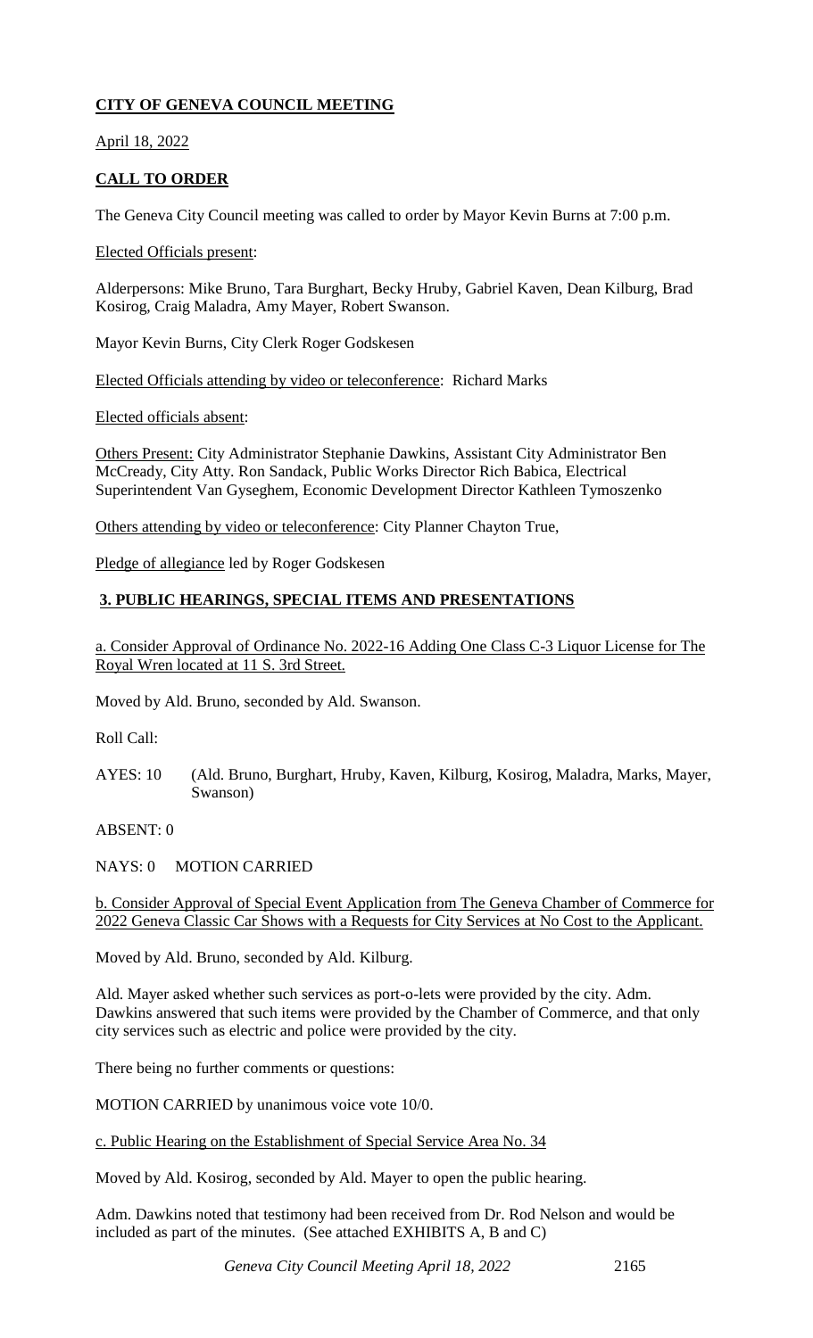## CITY OF GENEVA COUNCIL MEETING

April 18, 2022

## CALL TO ORDER

The Geneva City Council meeting was called to order by Mayor Kevin Burns at 7:00 p.m.

Elected Officials present:

Alderpersons: Mike Bruno, Tara Burghart, Becky Hruby, Gabriel Kaven, Dean Kilburg, Brad Kosirog, Craig Maladra, Amy Mayer, Robert Swanson.

Mayor Kevin Burns, City Clerk Roger Godskesen

Elected Officials attending by video or teleconference: Richard Marks

Elected officials absent:

Others Present: City Administrator Stephanie Dawkins, Assistant City Administrator Ben McCready, City Atty. Ron Sandack, Public Works Director Rich Babica, Electrical Superintendent Van Gyseghem, Economic Development Director Kathleen Tymoszenko

Others attending by video or teleconference: City Planner Chayton True,

Pledge of allegiance led by Roger Godskesen

## 3. PUBLIC HEARINGS, SPECIAL ITEMS AND PRESENTATIONS

a. Consider Approval of Ordinance No. 2022-16 Adding One Class C-3 Liquor License for The Royal Wren located at 11 S. 3rd Street.

Moved by Ald. Bruno, seconded by Ald. Swanson.

Roll Call:

AYES: 10 (Ald. Bruno, Burghart, Hruby, Kaven, Kilburg, Kosirog, Maladra, Marks, Mayer, Swanson)

ABSENT: 0

NAYS: 0 MOTION CARRIED

b. Consider Approval of Special Event Application from The Geneva Chamber of Commerce for 2022 Geneva Classic Car Shows with a Requests for City Services at No Cost to the Applicant.

Moved by Ald. Bruno, seconded by Ald. Kilburg.

Ald. Mayer asked whether such services as port-o-lets were provided by the city. Adm. Dawkins answered that such items were provided by the Chamber of Commerce, and that only city services such as electric and police were provided by the city.

There being no further comments or questions:

MOTION CARRIED by unanimous voice vote 10/0.

c. Public Hearing on the Establishment of Special Service Area No. 34

Moved by Ald. Kosirog, seconded by Ald. Mayer to open the public hearing.

Adm. Dawkins noted that testimony had been received from Dr. Rod Nelson and would be included as part of the minutes. (See attached EXHIBITS A, B and C)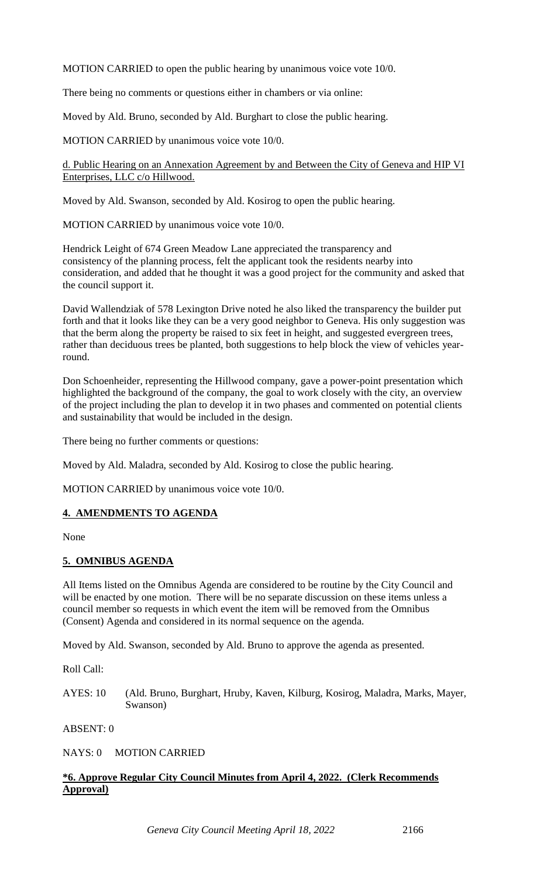MOTION CARRIED to open the public hearing by unanimous voice vote 10/0.

There being no comments or questions either in chambers or via online:

Moved by Ald. Bruno, seconded by Ald. Burghart to close the public hearing.

MOTION CARRIED by unanimous voice vote 10/0.

d. Public Hearing on an Annexation Agreement by and Between the City of Geneva and HIP VI Enterprises, LLC c/o Hillwood.

Moved by Ald. Swanson, seconded by Ald. Kosirog to open the public hearing.

MOTION CARRIED by unanimous voice vote 10/0.

Hendrick Leight of 674 Green Meadow Lane appreciated the transparency and consistency of the planning process, felt the applicant took the residents nearby into consideration, and added that he thought it was a good project for the community and asked that the council support it.

David Wallendziak of 578 Lexington Drive noted he also liked the transparency the builder put forth and that it looks like they can be a very good neighbor to Geneva. His only suggestion was that the berm along the property be raised to six feet in height, and suggested evergreen trees, rather than deciduous trees be planted, both suggestions to help block the view of vehicles year-round.

Don Schoenheider, representing the Hillwood company, gave a power-point presentation which highlighted the background of the company, the goal to work closely with the city, an overview of the project including the plan to develop it in two phases and commented on potential clients and sustainability that would be included in the design.

There being no further comments or questions:

Moved by Ald. Maladra, seconded by Ald. Kosirog to close the public hearing.

MOTION CARRIED by unanimous voice vote 10/0.

## 4. AMENDMENTS TO AGENDA

None

## 5. OMNIBUS AGENDA

All Items listed on the Omnibus Agenda are considered to be routine by the City Council and will be enacted by one motion. There will be no separate discussion on these items unless a council member so requests in which event the item will be removed from the Omnibus (Consent) Agenda and considered in its normal sequence on the agenda.

Moved by Ald. Swanson, seconded by Ald. Bruno to approve the agenda as presented.

Roll Call:

AYES: 10 (Ald. Bruno, Burghart, Hruby, Kaven, Kilburg, Kosirog, Maladra, Marks, Mayer, Swanson)

ABSENT: 0

NAYS: 0 MOTION CARRIED

## *6. Approve Regular City Council Minutes from April 4, 2022. (Clerk Recommends Approval)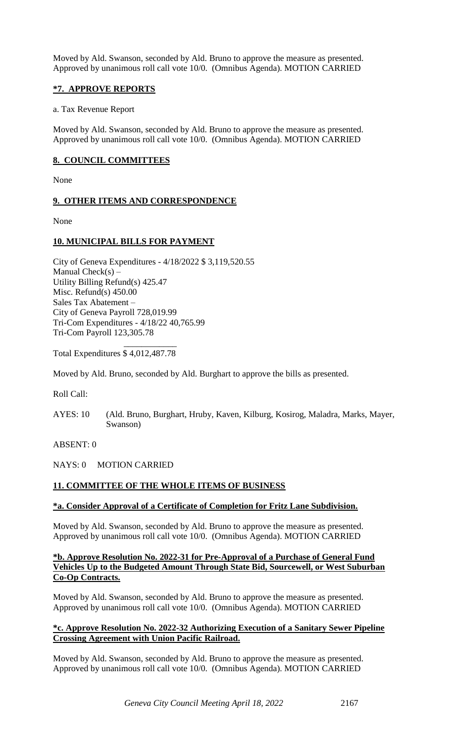Moved by Ald. Swanson, seconded by Ald. Bruno to approve the measure as presented. Approved by unanimous roll call vote 10/0. (Omnibus Agenda). MOTION CARRIED

## *7. APPROVE REPORTS

a. Tax Revenue Report

Moved by Ald. Swanson, seconded by Ald. Bruno to approve the measure as presented. Approved by unanimous roll call vote 10/0. (Omnibus Agenda). MOTION CARRIED

## 8. COUNCIL COMMITTEES

None

## 9. OTHER ITEMS AND CORRESPONDENCE

None

## 10. MUNICIPAL BILLS FOR PAYMENT

City of Geneva Expenditures - 4/18/2022 $ 3,119,520.55
Manual Check(s) –
Utility Billing Refund(s) 425.47
Misc. Refund(s) 450.00
Sales Tax Abatement –
City of Geneva Payroll 728,019.99
Tri-Com Expenditures - 4/18/22 40,765.99
Tri-Com Payroll 123,305.78
\_\_\_\_\_\_\_\_\_\_\_\_
Total Expenditures $ 4,012,487.78

Moved by Ald. Bruno, seconded by Ald. Burghart to approve the bills as presented.

Roll Call:

AYES: 10 (Ald. Bruno, Burghart, Hruby, Kaven, Kilburg, Kosirog, Maladra, Marks, Mayer, Swanson)

ABSENT: 0

NAYS: 0 MOTION CARRIED

## 11. COMMITTEE OF THE WHOLE ITEMS OF BUSINESS

### *a. Consider Approval of a Certificate of Completion for Fritz Lane Subdivision.

Moved by Ald. Swanson, seconded by Ald. Bruno to approve the measure as presented. Approved by unanimous roll call vote 10/0. (Omnibus Agenda). MOTION CARRIED

### *b. Approve Resolution No. 2022-31 for Pre-Approval of a Purchase of General Fund Vehicles Up to the Budgeted Amount Through State Bid, Sourcewell, or West Suburban Co-Op Contracts.

Moved by Ald. Swanson, seconded by Ald. Bruno to approve the measure as presented. Approved by unanimous roll call vote 10/0. (Omnibus Agenda). MOTION CARRIED

### *c. Approve Resolution No. 2022-32 Authorizing Execution of a Sanitary Sewer Pipeline Crossing Agreement with Union Pacific Railroad.

Moved by Ald. Swanson, seconded by Ald. Bruno to approve the measure as presented. Approved by unanimous roll call vote 10/0. (Omnibus Agenda). MOTION CARRIED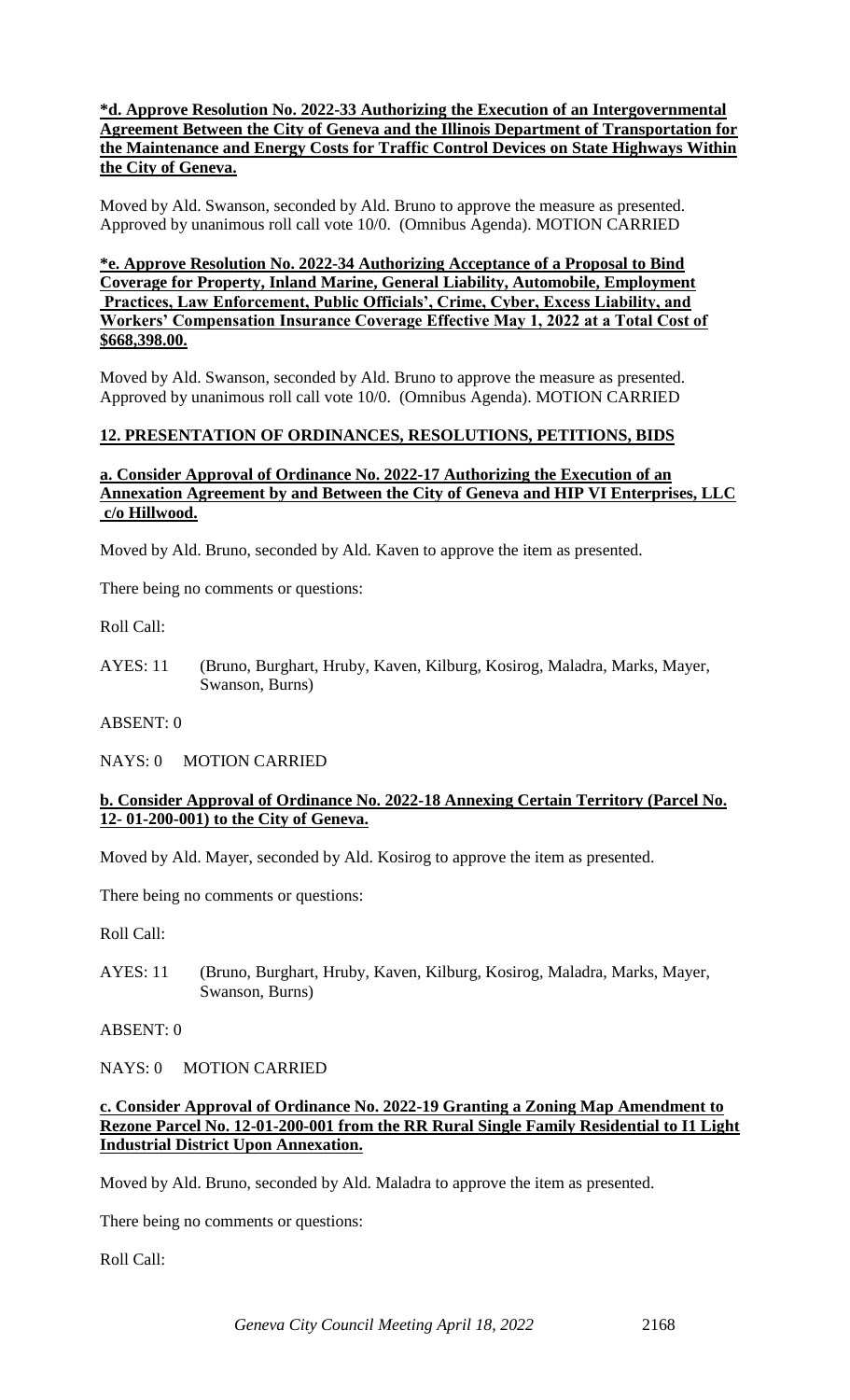**\*d. Approve Resolution No. 2022-33 Authorizing the Execution of an Intergovernmental Agreement Between the City of Geneva and the Illinois Department of Transportation for the Maintenance and Energy Costs for Traffic Control Devices on State Highways Within the City of Geneva.**

Moved by Ald. Swanson, seconded by Ald. Bruno to approve the measure as presented. Approved by unanimous roll call vote 10/0. (Omnibus Agenda). MOTION CARRIED

**\*e. Approve Resolution No. 2022-34 Authorizing Acceptance of a Proposal to Bind Coverage for Property, Inland Marine, General Liability, Automobile, Employment Practices, Law Enforcement, Public Officials', Crime, Cyber, Excess Liability, and Workers' Compensation Insurance Coverage Effective May 1, 2022 at a Total Cost of $668,398.00.**

Moved by Ald. Swanson, seconded by Ald. Bruno to approve the measure as presented. Approved by unanimous roll call vote 10/0. (Omnibus Agenda). MOTION CARRIED

## 12. PRESENTATION OF ORDINANCES, RESOLUTIONS, PETITIONS, BIDS

**a. Consider Approval of Ordinance No. 2022-17 Authorizing the Execution of an Annexation Agreement by and Between the City of Geneva and HIP VI Enterprises, LLC c/o Hillwood.**

Moved by Ald. Bruno, seconded by Ald. Kaven to approve the item as presented.

There being no comments or questions:

Roll Call:

AYES: 11 (Bruno, Burghart, Hruby, Kaven, Kilburg, Kosirog, Maladra, Marks, Mayer, Swanson, Burns)

ABSENT: 0

NAYS: 0 MOTION CARRIED

**b. Consider Approval of Ordinance No. 2022-18 Annexing Certain Territory (Parcel No. 12- 01-200-001) to the City of Geneva.**

Moved by Ald. Mayer, seconded by Ald. Kosirog to approve the item as presented.

There being no comments or questions:

Roll Call:

AYES: 11 (Bruno, Burghart, Hruby, Kaven, Kilburg, Kosirog, Maladra, Marks, Mayer, Swanson, Burns)

ABSENT: 0

NAYS: 0 MOTION CARRIED

**c. Consider Approval of Ordinance No. 2022-19 Granting a Zoning Map Amendment to Rezone Parcel No. 12-01-200-001 from the RR Rural Single Family Residential to I1 Light Industrial District Upon Annexation.**

Moved by Ald. Bruno, seconded by Ald. Maladra to approve the item as presented.

There being no comments or questions:

Roll Call: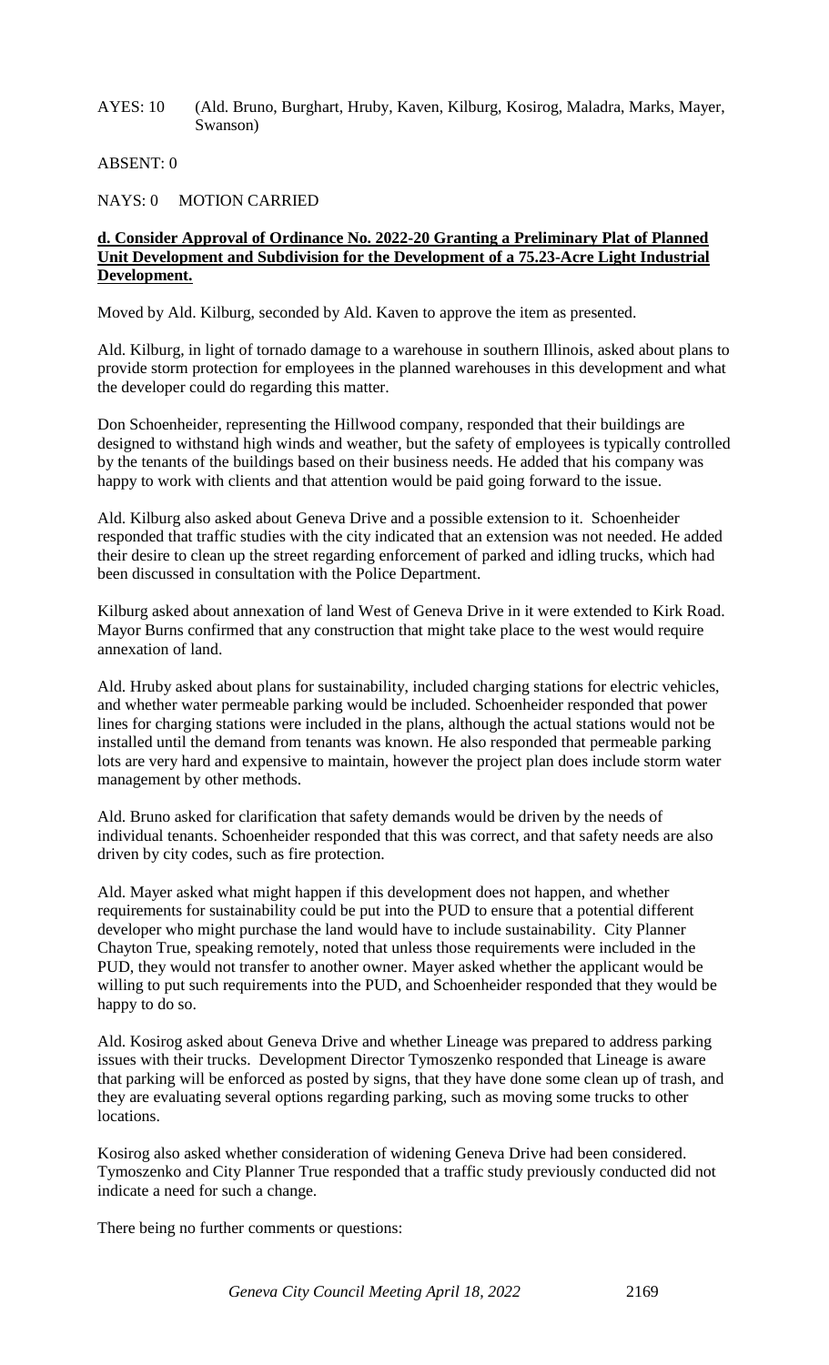AYES: 10 (Ald. Bruno, Burghart, Hruby, Kaven, Kilburg, Kosirog, Maladra, Marks, Mayer, Swanson)

ABSENT: 0

NAYS: 0 MOTION CARRIED

**d. Consider Approval of Ordinance No. 2022-20 Granting a Preliminary Plat of Planned Unit Development and Subdivision for the Development of a 75.23-Acre Light Industrial Development.**

Moved by Ald. Kilburg, seconded by Ald. Kaven to approve the item as presented.

Ald. Kilburg, in light of tornado damage to a warehouse in southern Illinois, asked about plans to provide storm protection for employees in the planned warehouses in this development and what the developer could do regarding this matter.

Don Schoenheider, representing the Hillwood company, responded that their buildings are designed to withstand high winds and weather, but the safety of employees is typically controlled by the tenants of the buildings based on their business needs. He added that his company was happy to work with clients and that attention would be paid going forward to the issue.

Ald. Kilburg also asked about Geneva Drive and a possible extension to it. Schoenheider responded that traffic studies with the city indicated that an extension was not needed. He added their desire to clean up the street regarding enforcement of parked and idling trucks, which had been discussed in consultation with the Police Department.

Kilburg asked about annexation of land West of Geneva Drive in it were extended to Kirk Road. Mayor Burns confirmed that any construction that might take place to the west would require annexation of land.

Ald. Hruby asked about plans for sustainability, included charging stations for electric vehicles, and whether water permeable parking would be included. Schoenheider responded that power lines for charging stations were included in the plans, although the actual stations would not be installed until the demand from tenants was known. He also responded that permeable parking lots are very hard and expensive to maintain, however the project plan does include storm water management by other methods.

Ald. Bruno asked for clarification that safety demands would be driven by the needs of individual tenants. Schoenheider responded that this was correct, and that safety needs are also driven by city codes, such as fire protection.

Ald. Mayer asked what might happen if this development does not happen, and whether requirements for sustainability could be put into the PUD to ensure that a potential different developer who might purchase the land would have to include sustainability. City Planner Chayton True, speaking remotely, noted that unless those requirements were included in the PUD, they would not transfer to another owner. Mayer asked whether the applicant would be willing to put such requirements into the PUD, and Schoenheider responded that they would be happy to do so.

Ald. Kosirog asked about Geneva Drive and whether Lineage was prepared to address parking issues with their trucks. Development Director Tymoszenko responded that Lineage is aware that parking will be enforced as posted by signs, that they have done some clean up of trash, and they are evaluating several options regarding parking, such as moving some trucks to other locations.

Kosirog also asked whether consideration of widening Geneva Drive had been considered. Tymoszenko and City Planner True responded that a traffic study previously conducted did not indicate a need for such a change.

There being no further comments or questions: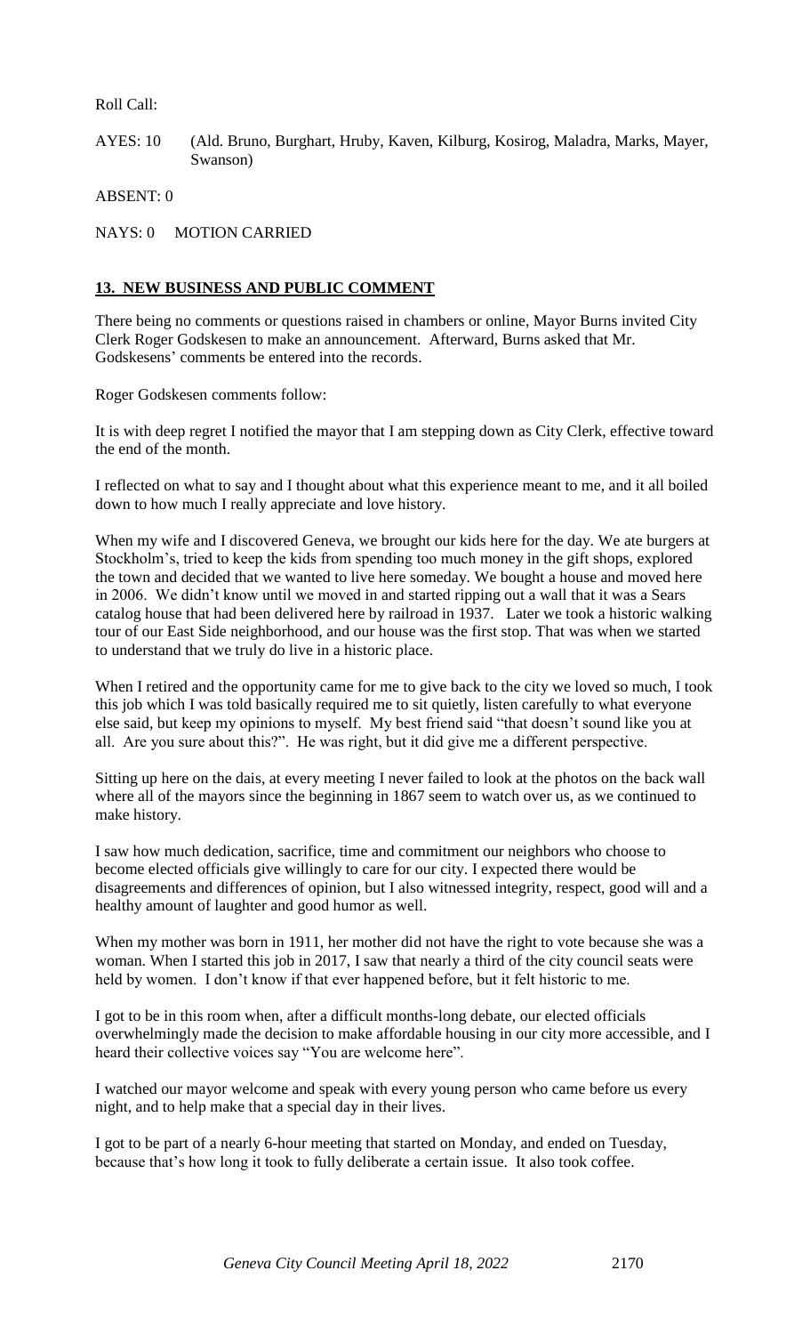Roll Call:

AYES: 10 (Ald. Bruno, Burghart, Hruby, Kaven, Kilburg, Kosirog, Maladra, Marks, Mayer, Swanson)

ABSENT: 0

NAYS: 0 MOTION CARRIED

## 13. NEW BUSINESS AND PUBLIC COMMENT

There being no comments or questions raised in chambers or online, Mayor Burns invited City Clerk Roger Godskesen to make an announcement. Afterward, Burns asked that Mr. Godskesens' comments be entered into the records.

Roger Godskesen comments follow:

It is with deep regret I notified the mayor that I am stepping down as City Clerk, effective toward the end of the month.

I reflected on what to say and I thought about what this experience meant to me, and it all boiled down to how much I really appreciate and love history.

When my wife and I discovered Geneva, we brought our kids here for the day. We ate burgers at Stockholm's, tried to keep the kids from spending too much money in the gift shops, explored the town and decided that we wanted to live here someday. We bought a house and moved here in 2006. We didn't know until we moved in and started ripping out a wall that it was a Sears catalog house that had been delivered here by railroad in 1937. Later we took a historic walking tour of our East Side neighborhood, and our house was the first stop. That was when we started to understand that we truly do live in a historic place.

When I retired and the opportunity came for me to give back to the city we loved so much, I took this job which I was told basically required me to sit quietly, listen carefully to what everyone else said, but keep my opinions to myself. My best friend said "that doesn't sound like you at all. Are you sure about this?". He was right, but it did give me a different perspective.

Sitting up here on the dais, at every meeting I never failed to look at the photos on the back wall where all of the mayors since the beginning in 1867 seem to watch over us, as we continued to make history.

I saw how much dedication, sacrifice, time and commitment our neighbors who choose to become elected officials give willingly to care for our city. I expected there would be disagreements and differences of opinion, but I also witnessed integrity, respect, good will and a healthy amount of laughter and good humor as well.

When my mother was born in 1911, her mother did not have the right to vote because she was a woman. When I started this job in 2017, I saw that nearly a third of the city council seats were held by women. I don't know if that ever happened before, but it felt historic to me.

I got to be in this room when, after a difficult months-long debate, our elected officials overwhelmingly made the decision to make affordable housing in our city more accessible, and I heard their collective voices say "You are welcome here".

I watched our mayor welcome and speak with every young person who came before us every night, and to help make that a special day in their lives.

I got to be part of a nearly 6-hour meeting that started on Monday, and ended on Tuesday, because that's how long it took to fully deliberate a certain issue. It also took coffee.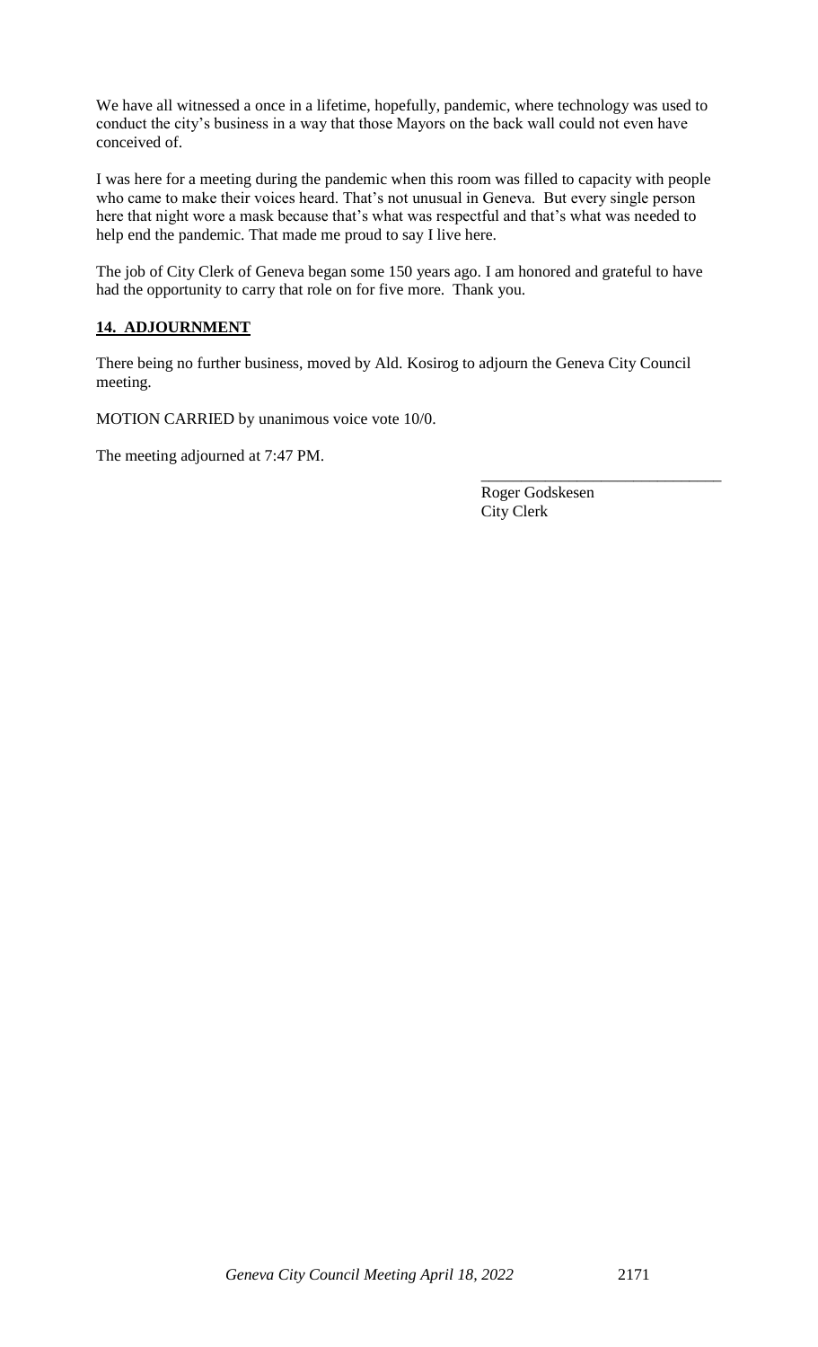We have all witnessed a once in a lifetime, hopefully, pandemic, where technology was used to conduct the city's business in a way that those Mayors on the back wall could not even have conceived of.

I was here for a meeting during the pandemic when this room was filled to capacity with people who came to make their voices heard. That's not unusual in Geneva. But every single person here that night wore a mask because that's what was respectful and that's what was needed to help end the pandemic. That made me proud to say I live here.

The job of City Clerk of Geneva began some 150 years ago. I am honored and grateful to have had the opportunity to carry that role on for five more. Thank you.

## 14. ADJOURNMENT

There being no further business, moved by Ald. Kosirog to adjourn the Geneva City Council meeting.

MOTION CARRIED by unanimous voice vote 10/0.

The meeting adjourned at 7:47 PM.

\_\_\_\_\_\_\_\_\_\_\_\_\_\_\_\_\_\_\_\_\_\_\_\_\_\_\_\_\_\_

Roger Godskesen
City Clerk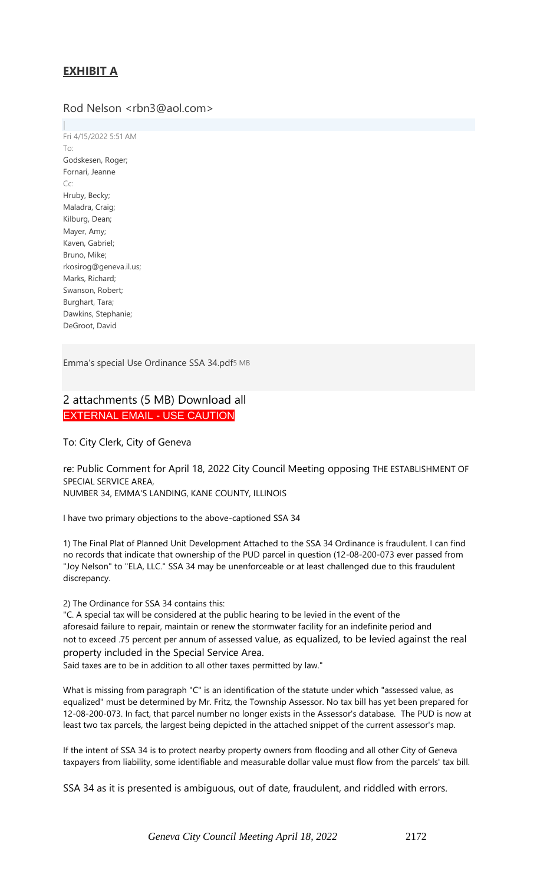## **EXHIBIT A**

Rod Nelson <rbn3@aol.com>

Fri 4/15/2022 5:51 AM

To:
Godskesen, Roger;
Fornari, Jeanne

Cc:
Hruby, Becky;
Maladra, Craig;
Kilburg, Dean;
Mayer, Amy;
Kaven, Gabriel;
Bruno, Mike;
rkosirog@geneva.il.us;
Marks, Richard;
Swanson, Robert;
Burghart, Tara;
Dawkins, Stephanie;
DeGroot, David

Emma's special Use Ordinance SSA 34.pdf 5 MB

2 attachments (5 MB) Download all

EXTERNAL EMAIL - USE CAUTION

To: City Clerk, City of Geneva

re: Public Comment for April 18, 2022 City Council Meeting opposing THE ESTABLISHMENT OF SPECIAL SERVICE AREA, NUMBER 34, EMMA'S LANDING, KANE COUNTY, ILLINOIS

I have two primary objections to the above-captioned SSA 34

1) The Final Plat of Planned Unit Development Attached to the SSA 34 Ordinance is fraudulent. I can find no records that indicate that ownership of the PUD parcel in question (12-08-200-073 ever passed from "Joy Nelson" to "ELA, LLC." SSA 34 may be unenforceable or at least challenged due to this fraudulent discrepancy.

2) The Ordinance for SSA 34 contains this:

"C. A special tax will be considered at the public hearing to be levied in the event of the aforesaid failure to repair, maintain or renew the stormwater facility for an indefinite period and not to exceed .75 percent per annum of assessed value, as equalized, to be levied against the real property included in the Special Service Area.
Said taxes are to be in addition to all other taxes permitted by law."

What is missing from paragraph "C" is an identification of the statute under which "assessed value, as equalized" must be determined by Mr. Fritz, the Township Assessor. No tax bill has yet been prepared for 12-08-200-073. In fact, that parcel number no longer exists in the Assessor's database. The PUD is now at least two tax parcels, the largest being depicted in the attached snippet of the current assessor's map.

If the intent of SSA 34 is to protect nearby property owners from flooding and all other City of Geneva taxpayers from liability, some identifiable and measurable dollar value must flow from the parcels' tax bill.

SSA 34 as it is presented is ambiguous, out of date, fraudulent, and riddled with errors.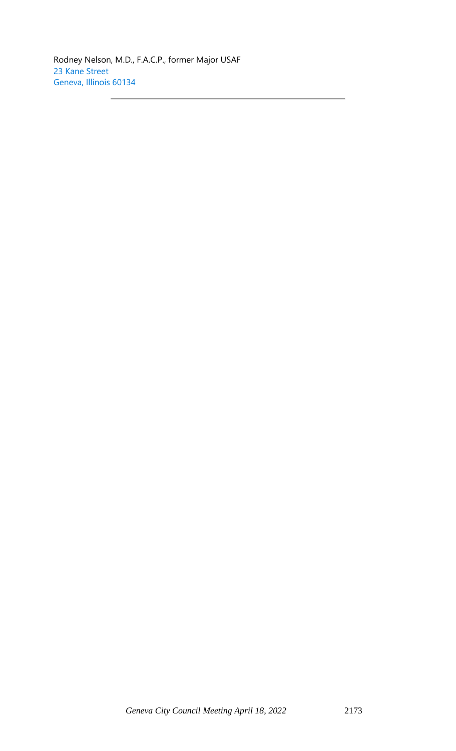Rodney Nelson, M.D., F.A.C.P., former Major USAF
23 Kane Street
Geneva, Illinois 60134

---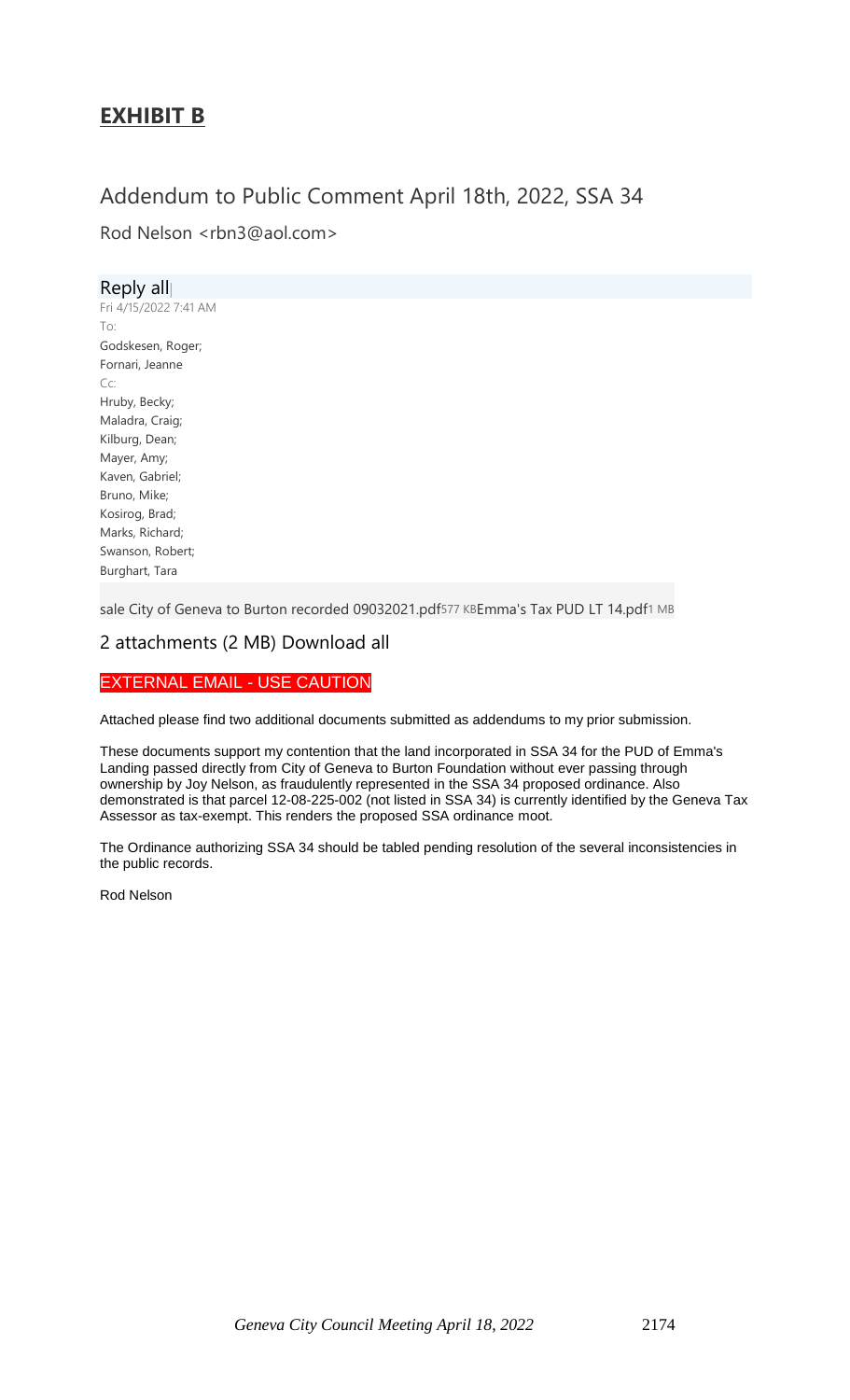## **EXHIBIT B**

# Addendum to Public Comment April 18th, 2022, SSA 34

Rod Nelson <rbn3@aol.com>

Reply all

Fri 4/15/2022 7:41 AM

To:

Godskesen, Roger;
Fornari, Jeanne

Cc:

Hruby, Becky;
Maladra, Craig;
Kilburg, Dean;
Mayer, Amy;
Kaven, Gabriel;
Bruno, Mike;
Kosirog, Brad;
Marks, Richard;
Swanson, Robert;
Burghart, Tara

sale City of Geneva to Burton recorded 09032021.pdf 577 KB Emma's Tax PUD LT 14.pdf 1 MB

2 attachments (2 MB) Download all

EXTERNAL EMAIL - USE CAUTION

Attached please find two additional documents submitted as addendums to my prior submission.

These documents support my contention that the land incorporated in SSA 34 for the PUD of Emma's Landing passed directly from City of Geneva to Burton Foundation without ever passing through ownership by Joy Nelson, as fraudulently represented in the SSA 34 proposed ordinance. Also demonstrated is that parcel 12-08-225-002 (not listed in SSA 34) is currently identified by the Geneva Tax Assessor as tax-exempt. This renders the proposed SSA ordinance moot.

The Ordinance authorizing SSA 34 should be tabled pending resolution of the several inconsistencies in the public records.

Rod Nelson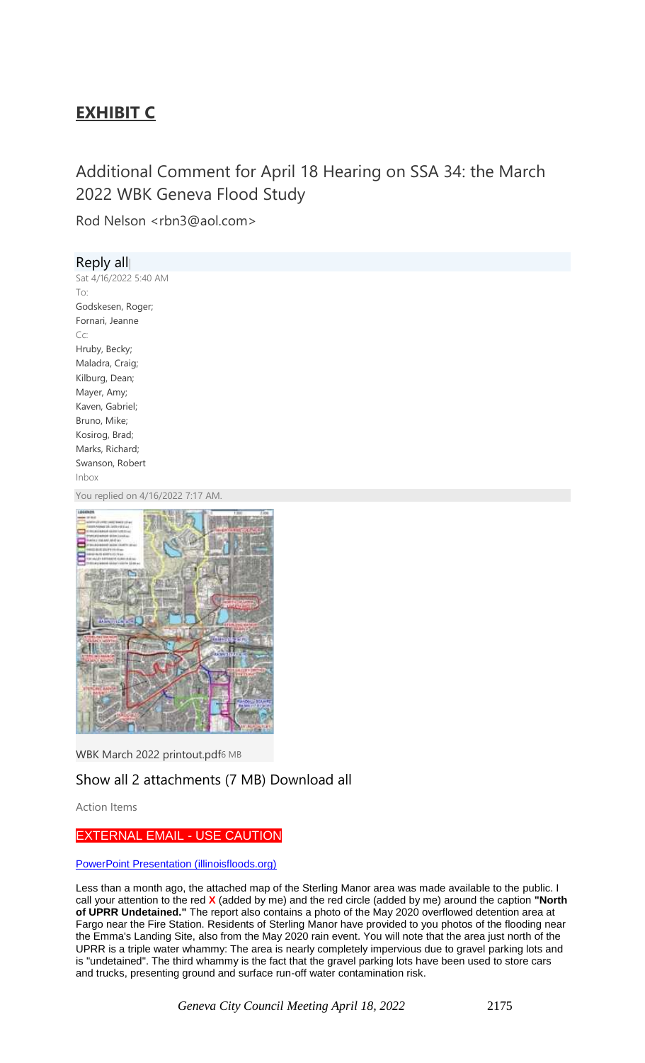## EXHIBIT C

# Additional Comment for April 18 Hearing on SSA 34: the March 2022 WBK Geneva Flood Study

Rod Nelson <rbn3@aol.com>

Reply all

Sat 4/16/2022 5:40 AM

To:

Godskesen, Roger;
Fornari, Jeanne

Cc:

Hruby, Becky;
Maladra, Craig;
Kilburg, Dean;
Mayer, Amy;
Kaven, Gabriel;
Bruno, Mike;
Kosirog, Brad;
Marks, Richard;
Swanson, Robert

Inbox

You replied on 4/16/2022 7:17 AM.

WBK March 2022 printout.pdf 6 MB

Show all 2 attachments (7 MB) Download all

Action Items

EXTERNAL EMAIL - USE CAUTION

PowerPoint Presentation (illinoisfloods.org)

Less than a month ago, the attached map of the Sterling Manor area was made available to the public. I call your attention to the red **X** (added by me) and the red circle (added by me) around the caption **"North of UPRR Undetained."** The report also contains a photo of the May 2020 overflowed detention area at Fargo near the Fire Station. Residents of Sterling Manor have provided to you photos of the flooding near the Emma's Landing Site, also from the May 2020 rain event. You will note that the area just north of the UPRR is a triple water whammy: The area is nearly completely impervious due to gravel parking lots and is "undetained". The third whammy is the fact that the gravel parking lots have been used to store cars and trucks, presenting ground and surface run-off water contamination risk.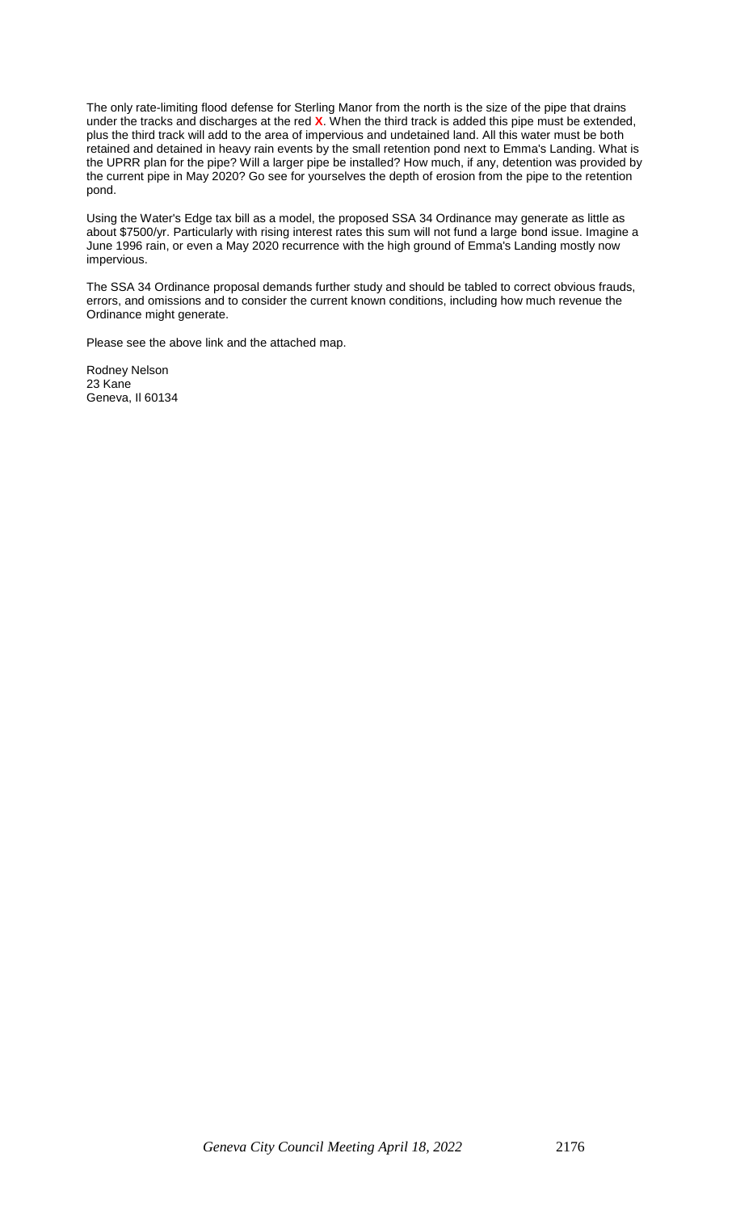The only rate-limiting flood defense for Sterling Manor from the north is the size of the pipe that drains under the tracks and discharges at the red **X**. When the third track is added this pipe must be extended, plus the third track will add to the area of impervious and undetained land. All this water must be both retained and detained in heavy rain events by the small retention pond next to Emma's Landing. What is the UPRR plan for the pipe? Will a larger pipe be installed? How much, if any, detention was provided by the current pipe in May 2020? Go see for yourselves the depth of erosion from the pipe to the retention pond.

Using the Water's Edge tax bill as a model, the proposed SSA 34 Ordinance may generate as little as about $7500/yr. Particularly with rising interest rates this sum will not fund a large bond issue. Imagine a June 1996 rain, or even a May 2020 recurrence with the high ground of Emma's Landing mostly now impervious.

The SSA 34 Ordinance proposal demands further study and should be tabled to correct obvious frauds, errors, and omissions and to consider the current known conditions, including how much revenue the Ordinance might generate.

Please see the above link and the attached map.

Rodney Nelson
23 Kane
Geneva, Il 60134